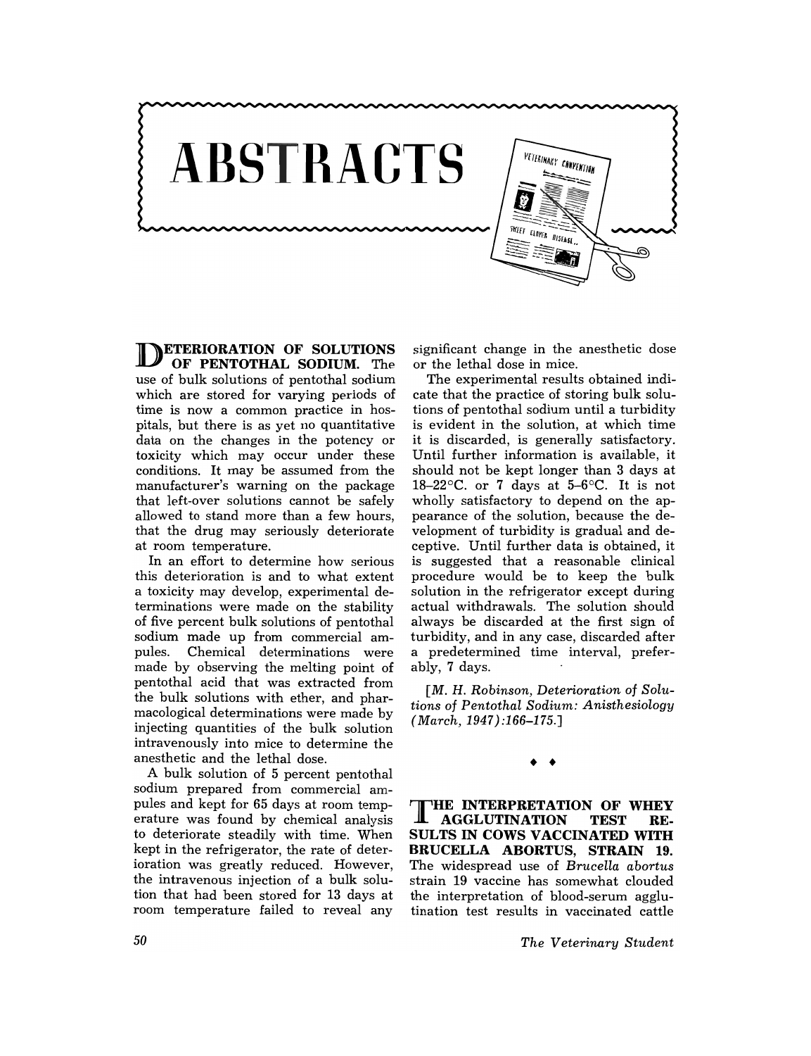# ABSTRACTS

**DETERIORATION OF SOLUTIONS OF PENTOTHAL SODIUM.** The use of bulk solutions of pentothal sodium which are stored for varying periods of time is now a common practice in hospitals, but there is as yet no quantitative data on the changes in the potency or toxicity which may occur under these conditions. It may be assumed from the manufacturer's warning on the package that left-over solutions cannot be safely allowed to stand more than a few hours, that the drug may seriously deteriorate at room temperature.

In an effort to determine how serious this deterioration is and to what extent a toxicity may develop, experimental determinations were made on the stability of five percent bulk solutions of pentothal sodium made up from commercial ampules. Chemical determinations were made by observing the melting point of pentothal acid that was extracted from the bulk solutions with ether, and pharmacological determinations were made by injecting quantities of the bulk solution intravenously into mice to determine the anesthetic and the lethal dose.

A bulk solution of 5 percent pentothal sodium prepared from commercial ampules and kept for 65 days at room temperature was found by chemical analysis to deteriorate steadily with time. When kept in the refrigerator, the rate of deterioration was greatly reduced. However, the intravenous injection of a bulk solution that had been stored for 13 days at room temperature failed to reveal any significant change in the anesthetic dose or the lethal dose in mice.

The experimental results obtained indicate that the practice of storing bulk solutions of pentothal sodium until a turbidity is evident in the solution, at which time it is discarded, is generally satisfactory. Until further information is available, it should not be kept longer than 3 days at 18–22°C. or 7 days at 5–6°C. It is not wholly satisfactory to depend on the appearance of the solution, because the development of turbidity is gradual and deceptive. Until further data is obtained, it is suggested that a reasonable clinical procedure would be to keep the bulk solution in the refrigerator except during actual withdrawals. The solution should always be discarded at the first sign of turbidity, and in any case, discarded after a predetermined time interval, preferably, 7 days.

[*M. H. Robinson, Deterioration of Solutions of Pentothal Sodium: Anisthesiology (March, 1947):166–175.*]

◆ ◆

**THE INTERPRETATION OF WHEY AGGLUTINATION TEST RESULTS IN COWS VACCINATED WITH BRUCELLA ABORTUS, STRAIN 19.** The widespread use of *Brucella abortus* strain 19 vaccine has somewhat clouded the interpretation of blood-serum agglutination test results in vaccinated cattle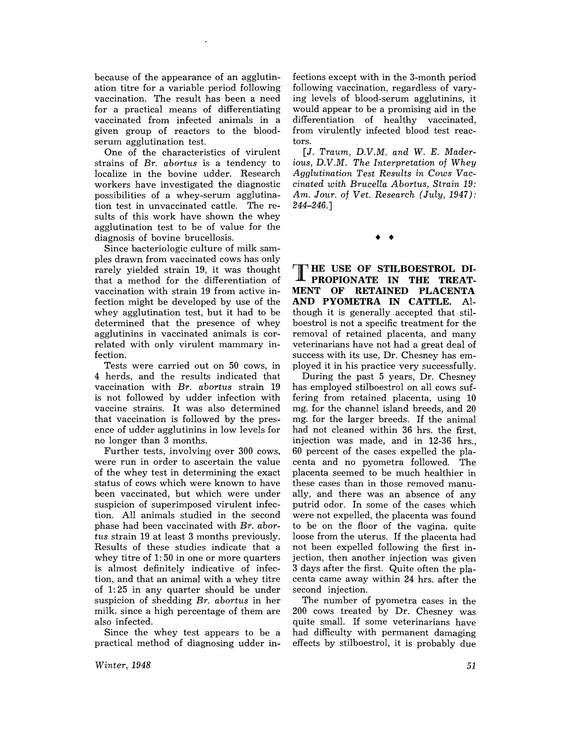because of the appearance of an agglutination titre for a variable period following vaccination. The result has been a need for a practical means of differentiating vaccinated from infected animals in a given group of reactors to the blood-serum agglutination test.

One of the characteristics of virulent strains of *Br. abortus* is a tendency to localize in the bovine udder. Research workers have investigated the diagnostic possibilities of a whey-serum agglutination test in unvaccinated cattle. The results of this work have shown the whey agglutination test to be of value for the diagnosis of bovine brucellosis.

Since bacteriologic culture of milk samples drawn from vaccinated cows has only rarely yielded strain 19, it was thought that a method for the differentiation of vaccination with strain 19 from active infection might be developed by use of the whey agglutination test, but it had to be determined that the presence of whey agglutinins in vaccinated animals is correlated with only virulent mammary infection.

Tests were carried out on 50 cows, in 4 herds, and the results indicated that vaccination with *Br. abortus* strain 19 is not followed by udder infection with vaccine strains. It was also determined that vaccination is followed by the presence of udder agglutinins in low levels for no longer than 3 months.

Further tests, involving over 300 cows, were run in order to ascertain the value of the whey test in determining the exact status of cows which were known to have been vaccinated, but which were under suspicion of superimposed virulent infection. All animals studied in the second phase had been vaccinated with *Br. abortus* strain 19 at least 3 months previously. Results of these studies indicate that a whey titre of 1:50 in one or more quarters is almost definitely indicative of infection, and that an animal with a whey titre of 1:25 in any quarter should be under suspicion of shedding *Br. abortus* in her milk, since a high percentage of them are also infected.

Since the whey test appears to be a practical method of diagnosing udder infections except with in the 3-month period following vaccination, regardless of varying levels of blood-serum agglutinins, it would appear to be a promising aid in the differentiation of healthy vaccinated, from virulently infected blood test reactors.

[*J. Traum, D.V.M. and W. E. Maderious, D.V.M. The Interpretation of Whey Agglutination Test Results in Cows Vaccinated with Brucella Abortus, Strain 19: Am. Jour. of Vet. Research (July, 1947): 244–246.*]

◆ ◆

**THE USE OF STILBOESTROL DIPROPIONATE IN THE TREATMENT OF RETAINED PLACENTA AND PYOMETRA IN CATTLE.** Although it is generally accepted that stilboestrol is not a specific treatment for the removal of retained placenta, and many veterinarians have not had a great deal of success with its use, Dr. Chesney has employed it in his practice very successfully.

During the past 5 years, Dr. Chesney has employed stilboestrol on all cows suffering from retained placenta, using 10 mg. for the channel island breeds, and 20 mg. for the larger breeds. If the animal had not cleaned within 36 hrs. the first, injection was made, and in 12-36 hrs., 60 percent of the cases expelled the placenta and no pyometra followed. The placenta seemed to be much healthier in these cases than in those removed manually, and there was an absence of any putrid odor. In some of the cases which were not expelled, the placenta was found to be on the floor of the vagina, quite loose from the uterus. If the placenta had not been expelled following the first injection, then another injection was given 3 days after the first. Quite often the placenta came away within 24 hrs. after the second injection.

The number of pyometra cases in the 200 cows treated by Dr. Chesney was quite small. If some veterinarians have had difficulty with permanent damaging effects by stilboestrol, it is probably due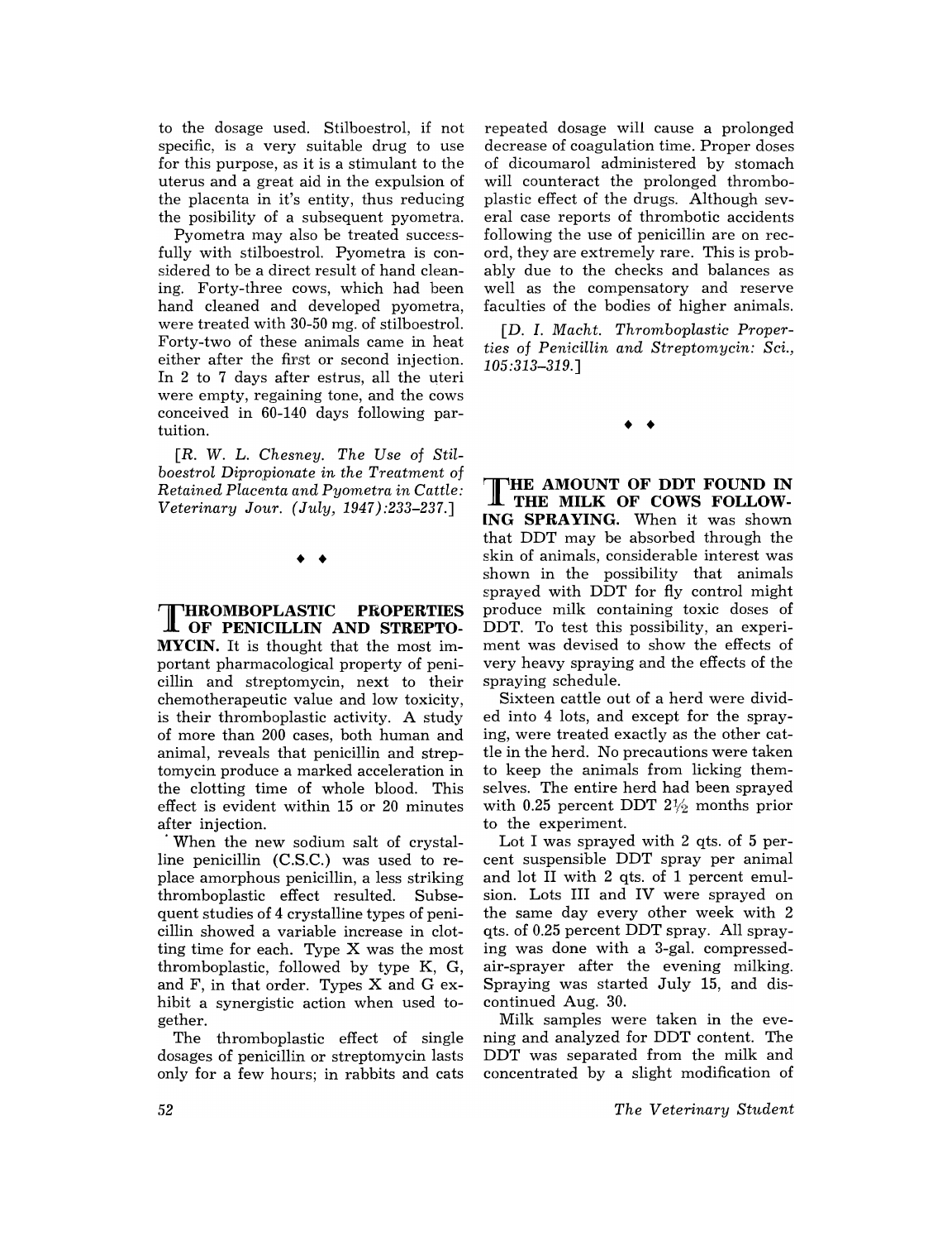to the dosage used. Stilboestrol, if not specific, is a very suitable drug to use for this purpose, as it is a stimulant to the uterus and a great aid in the expulsion of the placenta in it's entity, thus reducing the posibility of a subsequent pyometra.

Pyometra may also be treated successfully with stilboestrol. Pyometra is considered to be a direct result of hand cleaning. Forty-three cows, which had been hand cleaned and developed pyometra, were treated with 30-50 mg. of stilboestrol. Forty-two of these animals came in heat either after the first or second injection. In 2 to 7 days after estrus, all the uteri were empty, regaining tone, and the cows conceived in 60-140 days following parturition.

*[R. W. L. Chesney. The Use of Stilboestrol Dipropionate in the Treatment of Retained Placenta and Pyometra in Cattle: Veterinary Jour. (July, 1947):233–237.]*

◆ ◆

**THROMBOPLASTIC PROPERTIES OF PENICILLIN AND STREPTOMYCIN.** It is thought that the most important pharmacological property of penicillin and streptomycin, next to their chemotherapeutic value and low toxicity, is their thromboplastic activity. A study of more than 200 cases, both human and animal, reveals that penicillin and streptomycin produce a marked acceleration in the clotting time of whole blood. This effect is evident within 15 or 20 minutes after injection.

When the new sodium salt of crystalline penicillin (C.S.C.) was used to replace amorphous penicillin, a less striking thromboplastic effect resulted. Subsequent studies of 4 crystalline types of penicillin showed a variable increase in clotting time for each. Type X was the most thromboplastic, followed by type K, G, and F, in that order. Types X and G exhibit a synergistic action when used together.

The thromboplastic effect of single dosages of penicillin or streptomycin lasts only for a few hours; in rabbits and cats repeated dosage will cause a prolonged decrease of coagulation time. Proper doses of dicoumarol administered by stomach will counteract the prolonged thromboplastic effect of the drugs. Although several case reports of thrombotic accidents following the use of penicillin are on record, they are extremely rare. This is probably due to the checks and balances as well as the compensatory and reserve faculties of the bodies of higher animals.

*[D. I. Macht. Thromboplastic Properties of Penicillin and Streptomycin: Sci., 105:313–319.]*

◆ ◆

**THE AMOUNT OF DDT FOUND IN THE MILK OF COWS FOLLOWING SPRAYING.** When it was shown that DDT may be absorbed through the skin of animals, considerable interest was shown in the possibility that animals sprayed with DDT for fly control might produce milk containing toxic doses of DDT. To test this possibility, an experiment was devised to show the effects of very heavy spraying and the effects of the spraying schedule.

Sixteen cattle out of a herd were divided into 4 lots, and except for the spraying, were treated exactly as the other cattle in the herd. No precautions were taken to keep the animals from licking themselves. The entire herd had been sprayed with 0.25 percent DDT 2½ months prior to the experiment.

Lot I was sprayed with 2 qts. of 5 percent suspensible DDT spray per animal and lot II with 2 qts. of 1 percent emulsion. Lots III and IV were sprayed on the same day every other week with 2 qts. of 0.25 percent DDT spray. All spraying was done with a 3-gal. compressed-air-sprayer after the evening milking. Spraying was started July 15, and discontinued Aug. 30.

Milk samples were taken in the evening and analyzed for DDT content. The DDT was separated from the milk and concentrated by a slight modification of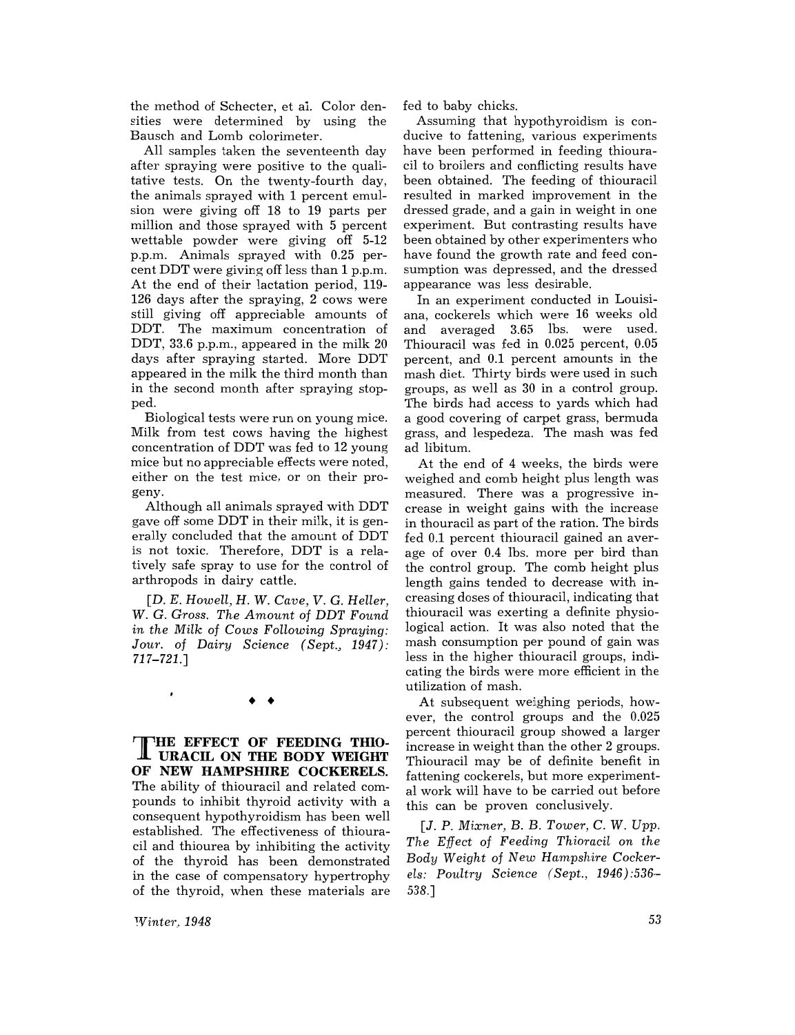the method of Schecter, et al. Color densities were determined by using the Bausch and Lomb colorimeter.

All samples taken the seventeenth day after spraying were positive to the qualitative tests. On the twenty-fourth day, the animals sprayed with 1 percent emulsion were giving off 18 to 19 parts per million and those sprayed with 5 percent wettable powder were giving off 5-12 p.p.m. Animals sprayed with 0.25 percent DDT were giving off less than 1 p.p.m. At the end of their lactation period, 119-126 days after the spraying, 2 cows were still giving off appreciable amounts of DDT. The maximum concentration of DDT, 33.6 p.p.m., appeared in the milk 20 days after spraying started. More DDT appeared in the milk the third month than in the second month after spraying stopped.

Biological tests were run on young mice. Milk from test cows having the highest concentration of DDT was fed to 12 young mice but no appreciable effects were noted, either on the test mice, or on their progeny.

Although all animals sprayed with DDT gave off some DDT in their milk, it is generally concluded that the amount of DDT is not toxic. Therefore, DDT is a relatively safe spray to use for the control of arthropods in dairy cattle.

[*D. E. Howell, H. W. Cave, V. G. Heller, W. G. Gross. The Amount of DDT Found in the Milk of Cows Following Spraying: Jour. of Dairy Science (Sept., 1947): 717–721.*]

◆ ◆

**THE EFFECT OF FEEDING THIOURACIL ON THE BODY WEIGHT OF NEW HAMPSHIRE COCKERELS.** The ability of thiouracil and related compounds to inhibit thyroid activity with a consequent hypothyroidism has been well established. The effectiveness of thiouracil and thiourea by inhibiting the activity of the thyroid has been demonstrated in the case of compensatory hypertrophy of the thyroid, when these materials are fed to baby chicks.

Assuming that hypothyroidism is conducive to fattening, various experiments have been performed in feeding thiouracil to broilers and conflicting results have been obtained. The feeding of thiouracil resulted in marked improvement in the dressed grade, and a gain in weight in one experiment. But contrasting results have been obtained by other experimenters who have found the growth rate and feed consumption was depressed, and the dressed appearance was less desirable.

In an experiment conducted in Louisiana, cockerels which were 16 weeks old and averaged 3.65 lbs. were used. Thiouracil was fed in 0.025 percent, 0.05 percent, and 0.1 percent amounts in the mash diet. Thirty birds were used in such groups, as well as 30 in a control group. The birds had access to yards which had a good covering of carpet grass, bermuda grass, and lespedeza. The mash was fed ad libitum.

At the end of 4 weeks, the birds were weighed and comb height plus length was measured. There was a progressive increase in weight gains with the increase in thouracil as part of the ration. The birds fed 0.1 percent thiouracil gained an average of over 0.4 lbs. more per bird than the control group. The comb height plus length gains tended to decrease with increasing doses of thiouracil, indicating that thiouracil was exerting a definite physiological action. It was also noted that the mash consumption per pound of gain was less in the higher thiouracil groups, indicating the birds were more efficient in the utilization of mash.

At subsequent weighing periods, however, the control groups and the 0.025 percent thiouracil group showed a larger increase in weight than the other 2 groups. Thiouracil may be of definite benefit in fattening cockerels, but more experimental work will have to be carried out before this can be proven conclusively.

[*J. P. Mixner, B. B. Tower, C. W. Upp. The Effect of Feeding Thioracil on the Body Weight of New Hampshire Cockerels: Poultry Science (Sept., 1946):536–538.*]